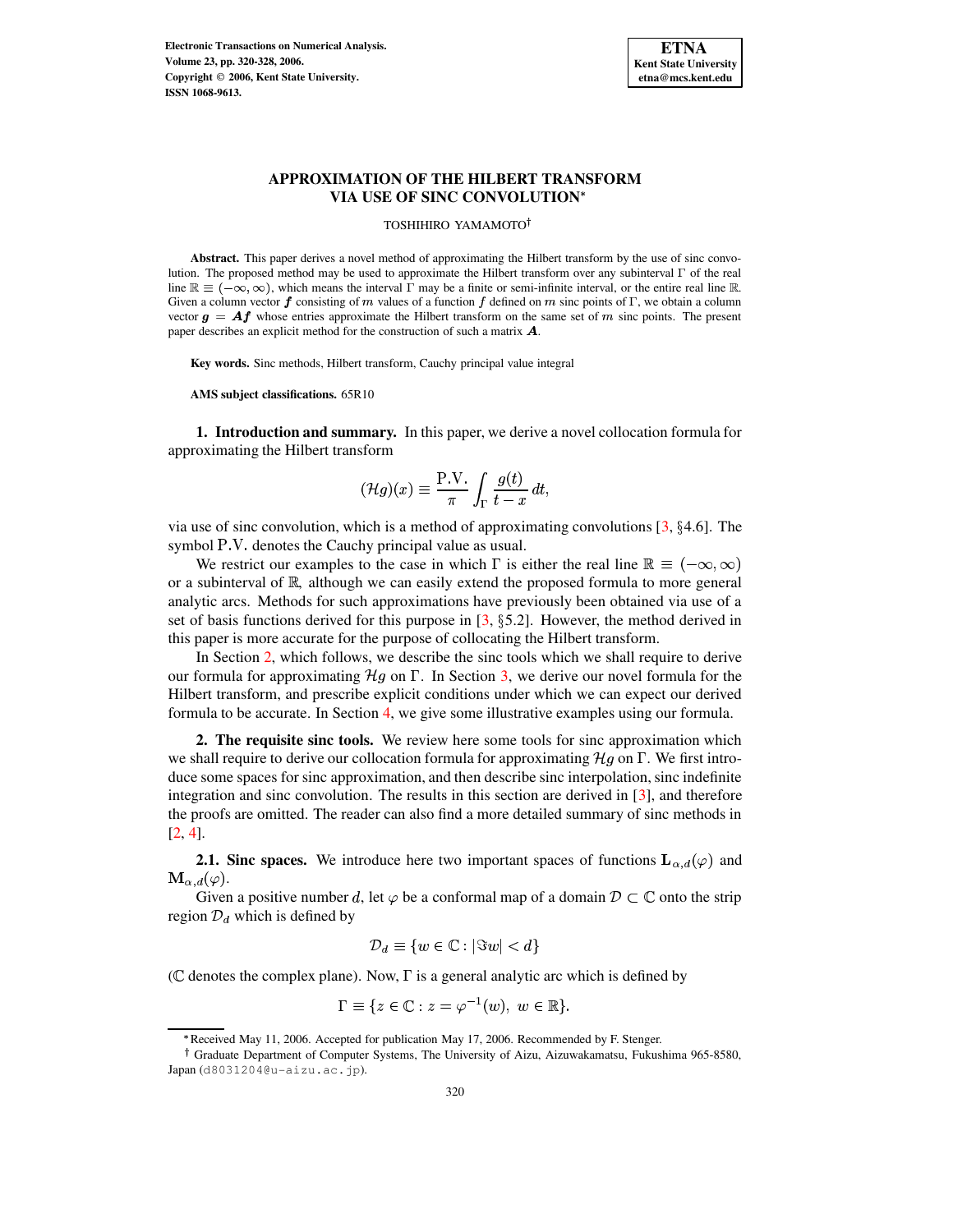# APPROXIMATION OF THE HILBERT TRANSFORM VIA USE OF SINC CONVOLUTION*

TOSHIHIRO YAMAMOTO†

**Abstract.** This paper derives a novel method of approximating the Hilbert transform by the use of sinc convolution. The proposed method may be used to approximate the Hilbert transform over any subinterval $\Gamma$ of the real line $\mathbb{R} \equiv (-\infty, \infty)$, which means the interval $\Gamma$ may be a finite or semi-infinite interval, or the entire real line $\mathbb{R}$. Given a column vector $\boldsymbol{f}$ consisting of $m$ values of a function $f$ defined on $m$ sinc points of $\Gamma$, we obtain a column vector $\boldsymbol{g} = \boldsymbol{A}\boldsymbol{f}$ whose entries approximate the Hilbert transform on the same set of $m$ sinc points. The present paper describes an explicit method for the construction of such a matrix $\boldsymbol{A}$.

**Key words.** Sinc methods, Hilbert transform, Cauchy principal value integral

**AMS subject classifications.** 65R10

## 1. Introduction and summary.

In this paper, we derive a novel collocation formula for approximating the Hilbert transform

$$(\mathcal{H}g)(x) \equiv \frac{\text{P.V.}}{\pi} \int_{\Gamma} \frac{g(t)}{t-x}\, dt,$$

via use of sinc convolution, which is a method of approximating convolutions [3, §4.6]. The symbol P.V. denotes the Cauchy principal value as usual.

We restrict our examples to the case in which $\Gamma$ is either the real line $\mathbb{R} \equiv (-\infty, \infty)$ or a subinterval of $\mathbb{R}$, although we can easily extend the proposed formula to more general analytic arcs. Methods for such approximations have previously been obtained via use of a set of basis functions derived for this purpose in [3, §5.2]. However, the method derived in this paper is more accurate for the purpose of collocating the Hilbert transform.

In Section 2, which follows, we describe the sinc tools which we shall require to derive our formula for approximating $\mathcal{H}g$ on $\Gamma$. In Section 3, we derive our novel formula for the Hilbert transform, and prescribe explicit conditions under which we can expect our derived formula to be accurate. In Section 4, we give some illustrative examples using our formula.

## 2. The requisite sinc tools.

We review here some tools for sinc approximation which we shall require to derive our collocation formula for approximating $\mathcal{H}g$ on $\Gamma$. We first introduce some spaces for sinc approximation, and then describe sinc interpolation, sinc indefinite integration and sinc convolution. The results in this section are derived in [3], and therefore the proofs are omitted. The reader can also find a more detailed summary of sinc methods in [2, 4].

### 2.1. Sinc spaces.

We introduce here two important spaces of functions $\mathbf{L}_{\alpha,d}(\varphi)$ and $\mathbf{M}_{\alpha,d}(\varphi)$.

Given a positive number $d$, let $\varphi$ be a conformal map of a domain $\mathcal{D} \subset \mathbb{C}$ onto the strip region $\mathcal{D}_d$ which is defined by

$$\mathcal{D}_d \equiv \{w \in \mathbb{C} : |\Im w| < d\}$$

($\mathbb{C}$ denotes the complex plane). Now, $\Gamma$ is a general analytic arc which is defined by

$$\Gamma \equiv \{z \in \mathbb{C} : z = \varphi^{-1}(w),\ w \in \mathbb{R}\}.$$

*Received May 11, 2006. Accepted for publication May 17, 2006. Recommended by F. Stenger.

† Graduate Department of Computer Systems, The University of Aizu, Aizuwakamatsu, Fukushima 965-8580, Japan (d8031204@u-aizu.ac.jp).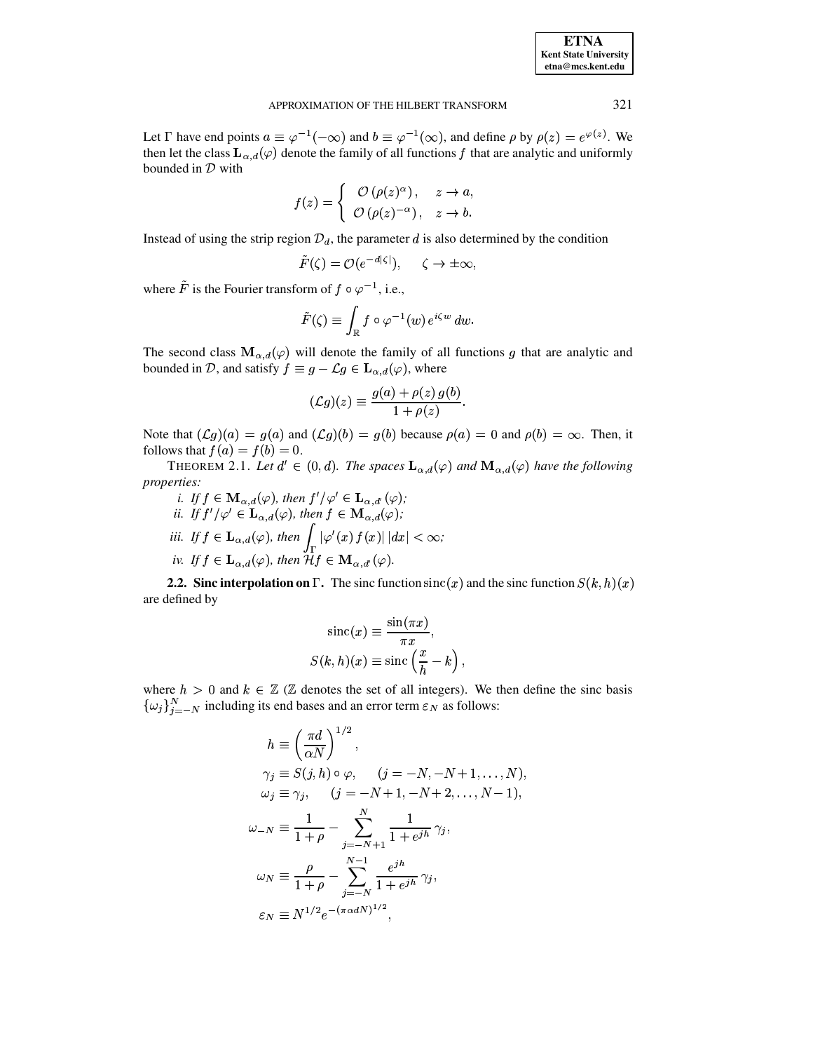Let $\Gamma$ have end points $a \equiv \varphi^{-1}(-\infty)$ and $b \equiv \varphi^{-1}(\infty)$, and define $\rho$ by $\rho(z) = e^{\varphi(z)}$. We then let the class $\mathbf{L}_{\alpha,d}(\varphi)$ denote the family of all functions $f$ that are analytic and uniformly bounded in $\mathcal{D}$ with

$$f(z) = \begin{cases} \mathcal{O}\left(\rho(z)^{\alpha}\right), & z \to a, \\ \mathcal{O}\left(\rho(z)^{-\alpha}\right), & z \to b. \end{cases}$$

Instead of using the strip region $\mathcal{D}_d$, the parameter $d$ is also determined by the condition

$$\tilde{F}(\zeta) = \mathcal{O}(e^{-d|\zeta|}), \qquad \zeta \to \pm\infty,$$

where $\tilde{F}$ is the Fourier transform of $f \circ \varphi^{-1}$, i.e.,

$$\tilde{F}(\zeta) \equiv \int_{\mathbb{R}} f \circ \varphi^{-1}(w)\, e^{i\zeta w}\, dw.$$

The second class $\mathbf{M}_{\alpha,d}(\varphi)$ will denote the family of all functions $g$ that are analytic and bounded in $\mathcal{D}$, and satisfy $f \equiv g - \mathcal{L}g \in \mathbf{L}_{\alpha,d}(\varphi)$, where

$$(\mathcal{L}g)(z) \equiv \frac{g(a) + \rho(z)\, g(b)}{1 + \rho(z)}.$$

Note that $(\mathcal{L}g)(a) = g(a)$ and $(\mathcal{L}g)(b) = g(b)$ because $\rho(a) = 0$ and $\rho(b) = \infty$. Then, it follows that $f(a) = f(b) = 0$.

THEOREM 2.1. *Let $d' \in (0, d)$. The spaces $\mathbf{L}_{\alpha,d}(\varphi)$ and $\mathbf{M}_{\alpha,d}(\varphi)$ have the following properties:*

*i. If $f \in \mathbf{M}_{\alpha,d}(\varphi)$, then $f'/\varphi' \in \mathbf{L}_{\alpha,d'}(\varphi)$;*
*ii. If $f'/\varphi' \in \mathbf{L}_{\alpha,d}(\varphi)$, then $f \in \mathbf{M}_{\alpha,d}(\varphi)$;*
*iii. If $f \in \mathbf{L}_{\alpha,d}(\varphi)$, then $\displaystyle\int_{\Gamma} |\varphi'(x)\, f(x)|\, |dx| < \infty$;*
*iv. If $f \in \mathbf{L}_{\alpha,d}(\varphi)$, then $\mathcal{H}f \in \mathbf{M}_{\alpha,d'}(\varphi)$.*

**2.2. Sinc interpolation on $\Gamma$.** The sinc function $\operatorname{sinc}(x)$ and the sinc function $S(k,h)(x)$ are defined by

$$\operatorname{sinc}(x) \equiv \frac{\sin(\pi x)}{\pi x},$$
$$S(k,h)(x) \equiv \operatorname{sinc}\left(\frac{x}{h} - k\right),$$

where $h > 0$ and $k \in \mathbb{Z}$ ($\mathbb{Z}$ denotes the set of all integers). We then define the sinc basis $\{\omega_j\}_{j=-N}^{N}$ including its end bases and an error term $\varepsilon_N$ as follows:

$$h \equiv \left(\frac{\pi d}{\alpha N}\right)^{1/2},$$
$$\gamma_j \equiv S(j,h) \circ \varphi, \qquad (j = -N, -N+1, \ldots, N),$$
$$\omega_j \equiv \gamma_j, \qquad (j = -N+1, -N+2, \ldots, N-1),$$
$$\omega_{-N} \equiv \frac{1}{1+\rho} - \sum_{j=-N+1}^{N} \frac{1}{1+e^{jh}}\, \gamma_j,$$
$$\omega_N \equiv \frac{\rho}{1+\rho} - \sum_{j=-N}^{N-1} \frac{e^{jh}}{1+e^{jh}}\, \gamma_j,$$
$$\varepsilon_N \equiv N^{1/2} e^{-(\pi\alpha d N)^{1/2}},$$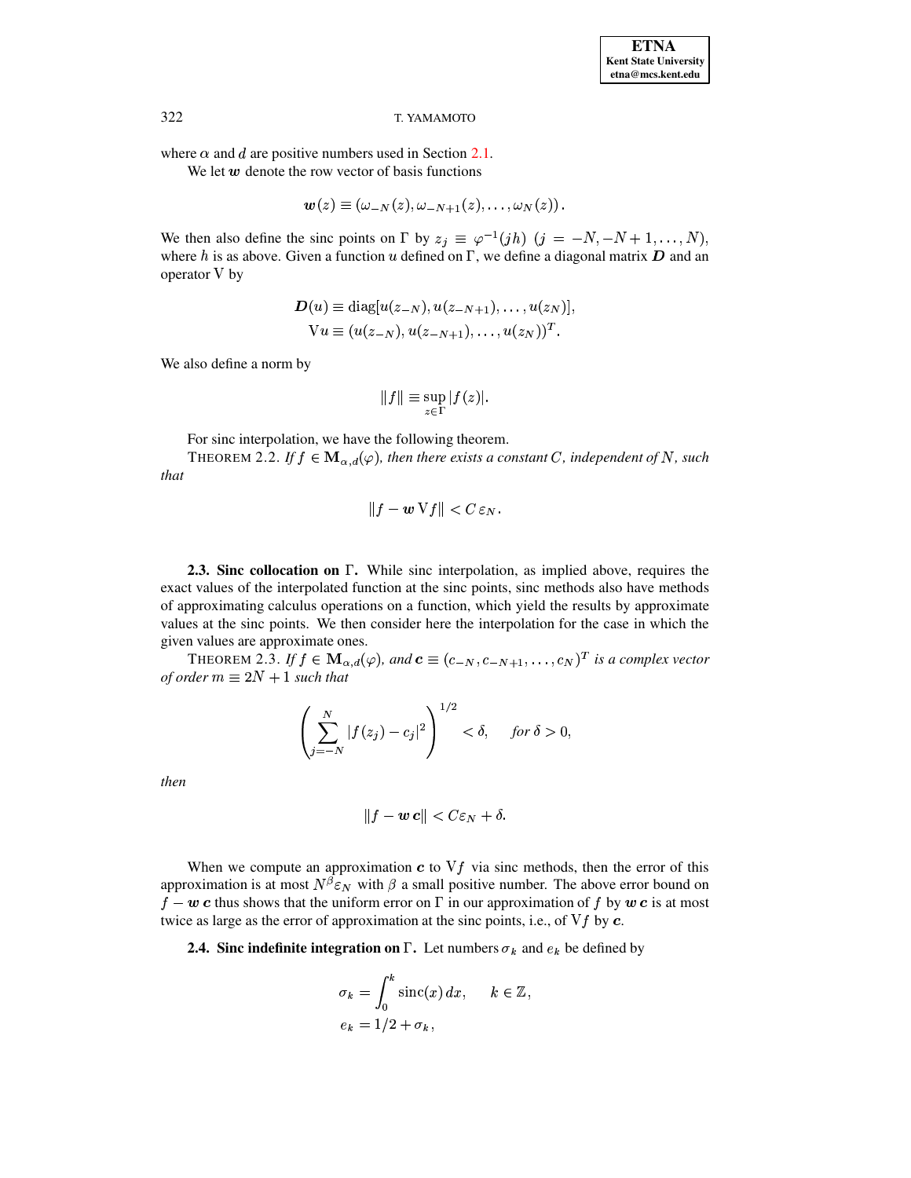where $\alpha$ and $d$ are positive numbers used in Section 2.1.

We let $\boldsymbol{w}$ denote the row vector of basis functions

$$\boldsymbol{w}(z) \equiv (\omega_{-N}(z), \omega_{-N+1}(z), \ldots, \omega_N(z)).$$

We then also define the sinc points on $\Gamma$ by $z_j \equiv \varphi^{-1}(jh)$ $(j = -N, -N+1, \ldots, N)$, where $h$ is as above. Given a function $u$ defined on $\Gamma$, we define a diagonal matrix $\boldsymbol{D}$ and an operator $\mathrm{V}$ by

$$\begin{aligned} \boldsymbol{D}(u) &\equiv \mathrm{diag}[u(z_{-N}), u(z_{-N+1}), \ldots, u(z_N)], \\ \mathrm{V}u &\equiv (u(z_{-N}), u(z_{-N+1}), \ldots, u(z_N))^T. \end{aligned}$$

We also define a norm by

$$\|f\| \equiv \sup_{z \in \Gamma} |f(z)|.$$

For sinc interpolation, we have the following theorem.

THEOREM 2.2. *If $f \in \mathbf{M}_{\alpha,d}(\varphi)$, then there exists a constant $C$, independent of $N$, such that*

$$\|f - \boldsymbol{w}\,\mathrm{V}f\| < C\,\varepsilon_N.$$

**2.3. Sinc collocation on $\Gamma$.** While sinc interpolation, as implied above, requires the exact values of the interpolated function at the sinc points, sinc methods also have methods of approximating calculus operations on a function, which yield the results by approximate values at the sinc points. We then consider here the interpolation for the case in which the given values are approximate ones.

THEOREM 2.3. *If $f \in \mathbf{M}_{\alpha,d}(\varphi)$, and $\boldsymbol{c} \equiv (c_{-N}, c_{-N+1}, \ldots, c_N)^T$ is a complex vector of order $m \equiv 2N+1$ such that*

$$\left( \sum_{j=-N}^{N} |f(z_j) - c_j|^2 \right)^{1/2} < \delta, \qquad \textit{for } \delta > 0,$$

*then*

$$\|f - \boldsymbol{w}\,\boldsymbol{c}\| < C\varepsilon_N + \delta.$$

When we compute an approximation $\boldsymbol{c}$ to $\mathrm{V}f$ via sinc methods, then the error of this approximation is at most $N^{\beta}\varepsilon_N$ with $\beta$ a small positive number. The above error bound on $f - \boldsymbol{w}\,\boldsymbol{c}$ thus shows that the uniform error on $\Gamma$ in our approximation of $f$ by $\boldsymbol{w}\,\boldsymbol{c}$ is at most twice as large as the error of approximation at the sinc points, i.e., of $\mathrm{V}f$ by $\boldsymbol{c}$.

**2.4. Sinc indefinite integration on $\Gamma$.** Let numbers $\sigma_k$ and $e_k$ be defined by

$$\begin{aligned} \sigma_k &= \int_0^k \mathrm{sinc}(x)\,dx, \qquad k \in \mathbb{Z}, \\ e_k &= 1/2 + \sigma_k, \end{aligned}$$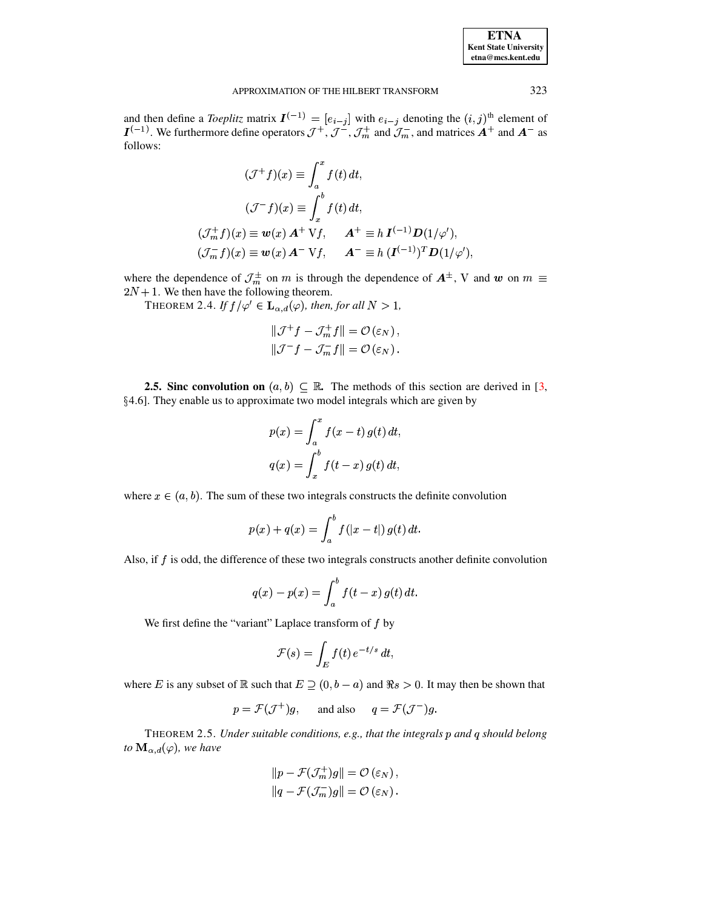and then define a *Toeplitz* matrix $\boldsymbol{I}^{(-1)} = [e_{i-j}]$ with $e_{i-j}$ denoting the $(i,j)^{\text{th}}$ element of $\boldsymbol{I}^{(-1)}$. We furthermore define operators $\mathcal{J}^+$, $\mathcal{J}^-$, $\mathcal{J}_m^+$ and $\mathcal{J}_m^-$, and matrices $\boldsymbol{A}^+$ and $\boldsymbol{A}^-$ as follows:

$$
\begin{aligned}
(\mathcal{J}^+ f)(x) &\equiv \int_a^x f(t)\,dt, \\
(\mathcal{J}^- f)(x) &\equiv \int_x^b f(t)\,dt, \\
(\mathcal{J}_m^+ f)(x) &\equiv \boldsymbol{w}(x)\,\boldsymbol{A}^+\,\mathrm{V}f, \qquad \boldsymbol{A}^+ \equiv h\,\boldsymbol{I}^{(-1)}\boldsymbol{D}(1/\varphi'), \\
(\mathcal{J}_m^- f)(x) &\equiv \boldsymbol{w}(x)\,\boldsymbol{A}^-\,\mathrm{V}f, \qquad \boldsymbol{A}^- \equiv h\,(\boldsymbol{I}^{(-1)})^T\boldsymbol{D}(1/\varphi'),
\end{aligned}
$$

where the dependence of $\mathcal{J}_m^\pm$ on $m$ is through the dependence of $\boldsymbol{A}^\pm$, V and $\boldsymbol{w}$ on $m \equiv 2N+1$. We then have the following theorem.

THEOREM 2.4. *If $f/\varphi' \in \mathbf{L}_{\alpha,d}(\varphi)$, then, for all $N > 1$,*

$$
\begin{aligned}
\|\mathcal{J}^+ f - \mathcal{J}_m^+ f\| &= \mathcal{O}(\varepsilon_N), \\
\|\mathcal{J}^- f - \mathcal{J}_m^- f\| &= \mathcal{O}(\varepsilon_N).
\end{aligned}
$$

**2.5. Sinc convolution on $(a,b) \subseteq \mathbb{R}$.** The methods of this section are derived in [3, §4.6]. They enable us to approximate two model integrals which are given by

$$
\begin{aligned}
p(x) &= \int_a^x f(x-t)\,g(t)\,dt, \\
q(x) &= \int_x^b f(t-x)\,g(t)\,dt,
\end{aligned}
$$

where $x \in (a,b)$. The sum of these two integrals constructs the definite convolution

$$
p(x) + q(x) = \int_a^b f(|x-t|)\,g(t)\,dt.
$$

Also, if $f$ is odd, the difference of these two integrals constructs another definite convolution

$$
q(x) - p(x) = \int_a^b f(t-x)\,g(t)\,dt.
$$

We first define the "variant" Laplace transform of $f$ by

$$
\mathcal{F}(s) = \int_E f(t)\,e^{-t/s}\,dt,
$$

where $E$ is any subset of $\mathbb{R}$ such that $E \supseteq (0, b-a)$ and $\Re s > 0$. It may then be shown that

$$
p = \mathcal{F}(\mathcal{J}^+)g, \qquad \text{and also} \qquad q = \mathcal{F}(\mathcal{J}^-)g.
$$

THEOREM 2.5. *Under suitable conditions, e.g., that the integrals $p$ and $q$ should belong to $\mathbf{M}_{\alpha,d}(\varphi)$, we have*

$$
\begin{aligned}
\|p - \mathcal{F}(\mathcal{J}_m^+)g\| &= \mathcal{O}(\varepsilon_N), \\
\|q - \mathcal{F}(\mathcal{J}_m^-)g\| &= \mathcal{O}(\varepsilon_N).
\end{aligned}
$$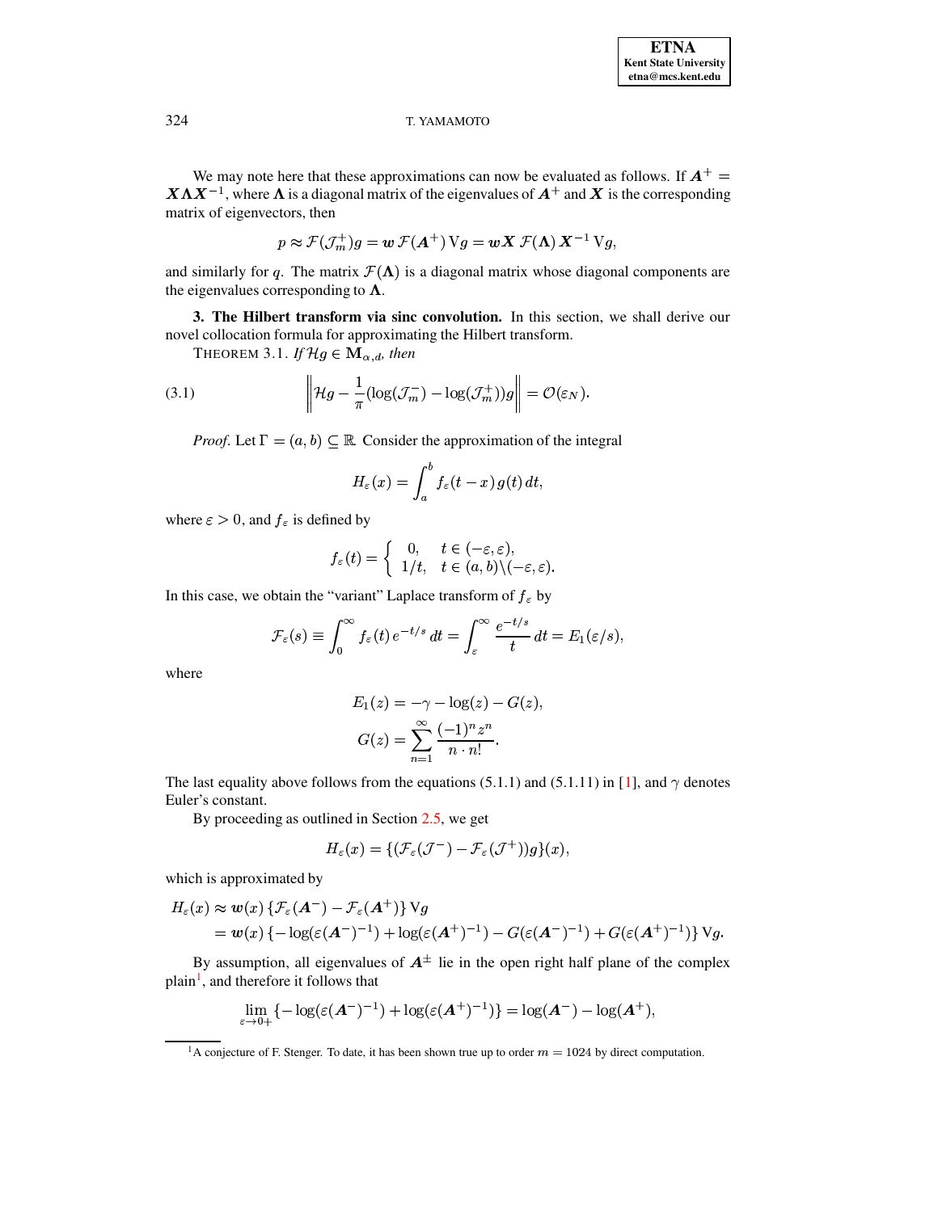We may note here that these approximations can now be evaluated as follows. If $\boldsymbol{A}^+ = \boldsymbol{X}\boldsymbol{\Lambda}\boldsymbol{X}^{-1}$, where $\boldsymbol{\Lambda}$ is a diagonal matrix of the eigenvalues of $\boldsymbol{A}^+$ and $\boldsymbol{X}$ is the corresponding matrix of eigenvectors, then

$$p \approx \mathcal{F}(\mathcal{J}_m^+)g = \boldsymbol{w}\,\mathcal{F}(\boldsymbol{A}^+)\,\mathrm{V}g = \boldsymbol{w}\boldsymbol{X}\,\mathcal{F}(\boldsymbol{\Lambda})\,\boldsymbol{X}^{-1}\,\mathrm{V}g,$$

and similarly for $q$. The matrix $\mathcal{F}(\boldsymbol{\Lambda})$ is a diagonal matrix whose diagonal components are the eigenvalues corresponding to $\boldsymbol{\Lambda}$.

**3. The Hilbert transform via sinc convolution.** In this section, we shall derive our novel collocation formula for approximating the Hilbert transform.

THEOREM 3.1. *If* $\mathcal{H}g \in \mathbf{M}_{\alpha,d}$, *then*

$$\left\| \mathcal{H}g - \frac{1}{\pi}(\log(\mathcal{J}_m^-) - \log(\mathcal{J}_m^+))g \right\| = \mathcal{O}(\varepsilon_N). \tag{3.1}$$

*Proof.* Let $\Gamma = (a,b) \subseteq \mathbb{R}$. Consider the approximation of the integral

$$H_\varepsilon(x) = \int_a^b f_\varepsilon(t-x)\,g(t)\,dt,$$

where $\varepsilon > 0$, and $f_\varepsilon$ is defined by

$$f_\varepsilon(t) = \begin{cases} 0, & t \in (-\varepsilon, \varepsilon), \\ 1/t, & t \in (a,b)\backslash(-\varepsilon,\varepsilon). \end{cases}$$

In this case, we obtain the "variant" Laplace transform of $f_\varepsilon$ by

$$\mathcal{F}_\varepsilon(s) \equiv \int_0^\infty f_\varepsilon(t)\,e^{-t/s}\,dt = \int_\varepsilon^\infty \frac{e^{-t/s}}{t}\,dt = E_1(\varepsilon/s),$$

where

$$E_1(z) = -\gamma - \log(z) - G(z),$$
$$G(z) = \sum_{n=1}^\infty \frac{(-1)^n z^n}{n \cdot n!}.$$

The last equality above follows from the equations (5.1.1) and (5.1.11) in [1], and $\gamma$ denotes Euler's constant.

By proceeding as outlined in Section 2.5, we get

$$H_\varepsilon(x) = \{(\mathcal{F}_\varepsilon(\mathcal{J}^-) - \mathcal{F}_\varepsilon(\mathcal{J}^+))g\}(x),$$

which is approximated by

$$\begin{aligned} H_\varepsilon(x) &\approx \boldsymbol{w}(x)\,\{\mathcal{F}_\varepsilon(\boldsymbol{A}^-) - \mathcal{F}_\varepsilon(\boldsymbol{A}^+)\}\,\mathrm{V}g \\ &= \boldsymbol{w}(x)\,\{-\log(\varepsilon(\boldsymbol{A}^-)^{-1}) + \log(\varepsilon(\boldsymbol{A}^+)^{-1}) - G(\varepsilon(\boldsymbol{A}^-)^{-1}) + G(\varepsilon(\boldsymbol{A}^+)^{-1})\}\,\mathrm{V}g. \end{aligned}$$

By assumption, all eigenvalues of $\boldsymbol{A}^\pm$ lie in the open right half plane of the complex plain[1], and therefore it follows that

$$\lim_{\varepsilon \to 0+} \{-\log(\varepsilon(\boldsymbol{A}^-)^{-1}) + \log(\varepsilon(\boldsymbol{A}^+)^{-1})\} = \log(\boldsymbol{A}^-) - \log(\boldsymbol{A}^+),$$

[1] A conjecture of F. Stenger. To date, it has been shown true up to order $m = 1024$ by direct computation.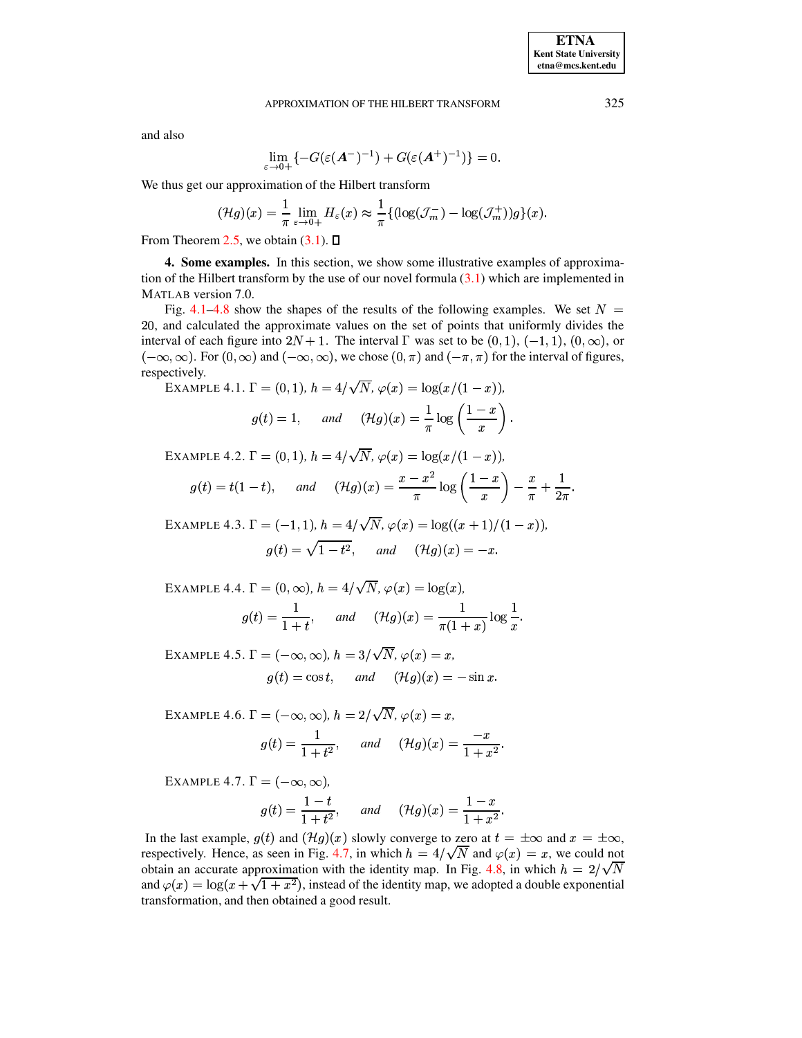and also

$$\lim_{\varepsilon\to 0+}\{-G(\varepsilon(\boldsymbol{A}^{-})^{-1})+G(\varepsilon(\boldsymbol{A}^{+})^{-1})\}=0.$$

We thus get our approximation of the Hilbert transform

$$(\mathcal{H}g)(x)=\frac{1}{\pi}\lim_{\varepsilon\to 0+}H_{\varepsilon}(x)\approx\frac{1}{\pi}\{(\log(\mathcal{J}_m^{-})-\log(\mathcal{J}_m^{+}))g\}(x).$$

From Theorem 2.5, we obtain (3.1). ∎

**4. Some examples.** In this section, we show some illustrative examples of approximation of the Hilbert transform by the use of our novel formula (3.1) which are implemented in MATLAB version 7.0.

Fig. 4.1–4.8 show the shapes of the results of the following examples. We set $N=20$, and calculated the approximate values on the set of points that uniformly divides the interval of each figure into $2N+1$. The interval $\Gamma$ was set to be $(0,1)$, $(-1,1)$, $(0,\infty)$, or $(-\infty,\infty)$. For $(0,\infty)$ and $(-\infty,\infty)$, we chose $(0,\pi)$ and $(-\pi,\pi)$ for the interval of figures, respectively.

EXAMPLE 4.1. $\Gamma=(0,1)$, $h=4/\sqrt{N}$, $\varphi(x)=\log(x/(1-x))$,

$$g(t)=1,\qquad \textit{and}\qquad (\mathcal{H}g)(x)=\frac{1}{\pi}\log\left(\frac{1-x}{x}\right).$$

EXAMPLE 4.2. $\Gamma=(0,1)$, $h=4/\sqrt{N}$, $\varphi(x)=\log(x/(1-x))$,

$$g(t)=t(1-t),\qquad \textit{and}\qquad (\mathcal{H}g)(x)=\frac{x-x^2}{\pi}\log\left(\frac{1-x}{x}\right)-\frac{x}{\pi}+\frac{1}{2\pi}.$$

EXAMPLE 4.3. $\Gamma=(-1,1)$, $h=4/\sqrt{N}$, $\varphi(x)=\log((x+1)/(1-x))$,

$$g(t)=\sqrt{1-t^2},\qquad \textit{and}\qquad (\mathcal{H}g)(x)=-x.$$

EXAMPLE 4.4. $\Gamma=(0,\infty)$, $h=4/\sqrt{N}$, $\varphi(x)=\log(x)$,

$$g(t)=\frac{1}{1+t},\qquad \textit{and}\qquad (\mathcal{H}g)(x)=\frac{1}{\pi(1+x)}\log\frac{1}{x}.$$

EXAMPLE 4.5. $\Gamma=(-\infty,\infty)$, $h=3/\sqrt{N}$, $\varphi(x)=x$,

$$g(t)=\cos t,\qquad \textit{and}\qquad (\mathcal{H}g)(x)=-\sin x.$$

EXAMPLE 4.6. $\Gamma=(-\infty,\infty)$, $h=2/\sqrt{N}$, $\varphi(x)=x$,

$$g(t)=\frac{1}{1+t^2},\qquad \textit{and}\qquad (\mathcal{H}g)(x)=\frac{-x}{1+x^2}.$$

EXAMPLE 4.7. $\Gamma=(-\infty,\infty)$,

$$g(t)=\frac{1-t}{1+t^2},\qquad \textit{and}\qquad (\mathcal{H}g)(x)=\frac{1-x}{1+x^2}.$$

In the last example, $g(t)$ and $(\mathcal{H}g)(x)$ slowly converge to zero at $t=\pm\infty$ and $x=\pm\infty$, respectively. Hence, as seen in Fig. 4.7, in which $h=4/\sqrt{N}$ and $\varphi(x)=x$, we could not obtain an accurate approximation with the identity map. In Fig. 4.8, in which $h=2/\sqrt{N}$ and $\varphi(x)=\log(x+\sqrt{1+x^2})$, instead of the identity map, we adopted a double exponential transformation, and then obtained a good result.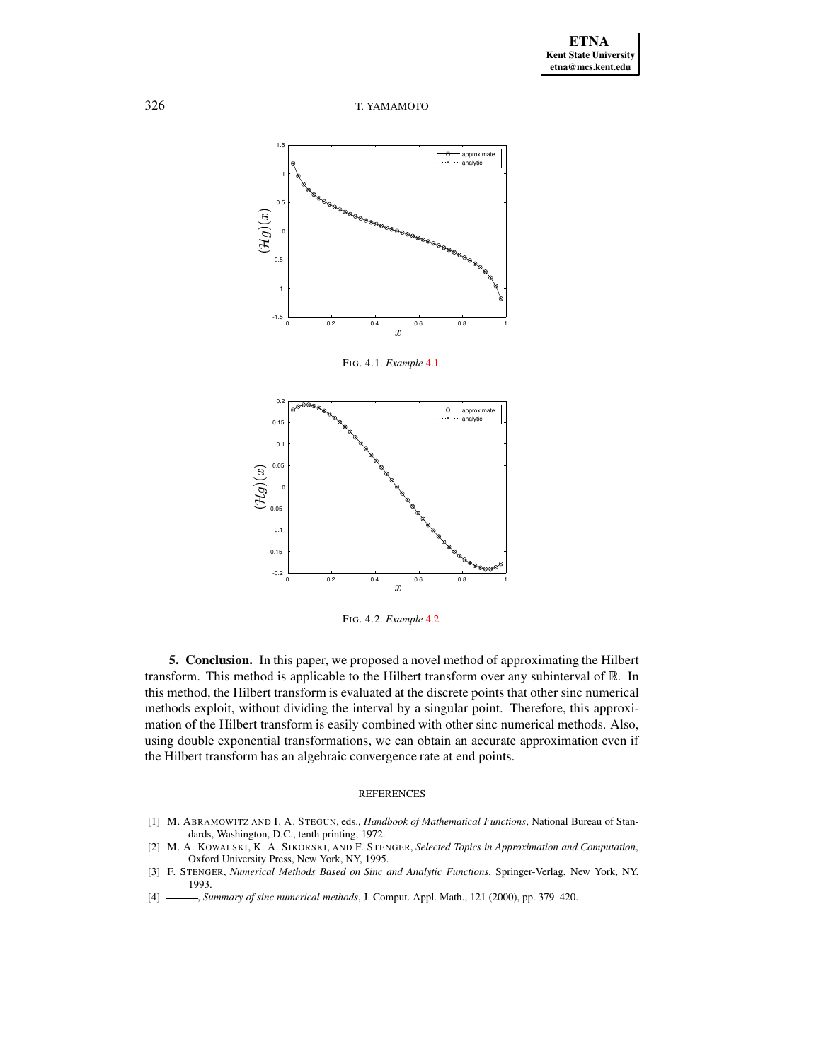FIG. 4.1. *Example 4.1.*

FIG. 4.2. *Example 4.2.*

**5. Conclusion.** In this paper, we proposed a novel method of approximating the Hilbert transform. This method is applicable to the Hilbert transform over any subinterval of $\mathbb{R}$. In this method, the Hilbert transform is evaluated at the discrete points that other sinc numerical methods exploit, without dividing the interval by a singular point. Therefore, this approximation of the Hilbert transform is easily combined with other sinc numerical methods. Also, using double exponential transformations, we can obtain an accurate approximation even if the Hilbert transform has an algebraic convergence rate at end points.

## REFERENCES

[1] M. ABRAMOWITZ AND I. A. STEGUN, eds., *Handbook of Mathematical Functions*, National Bureau of Standards, Washington, D.C., tenth printing, 1972.

[2] M. A. KOWALSKI, K. A. SIKORSKI, AND F. STENGER, *Selected Topics in Approximation and Computation*, Oxford University Press, New York, NY, 1995.

[3] F. STENGER, *Numerical Methods Based on Sinc and Analytic Functions*, Springer-Verlag, New York, NY, 1993.

[4] ———, *Summary of sinc numerical methods*, J. Comput. Appl. Math., 121 (2000), pp. 379–420.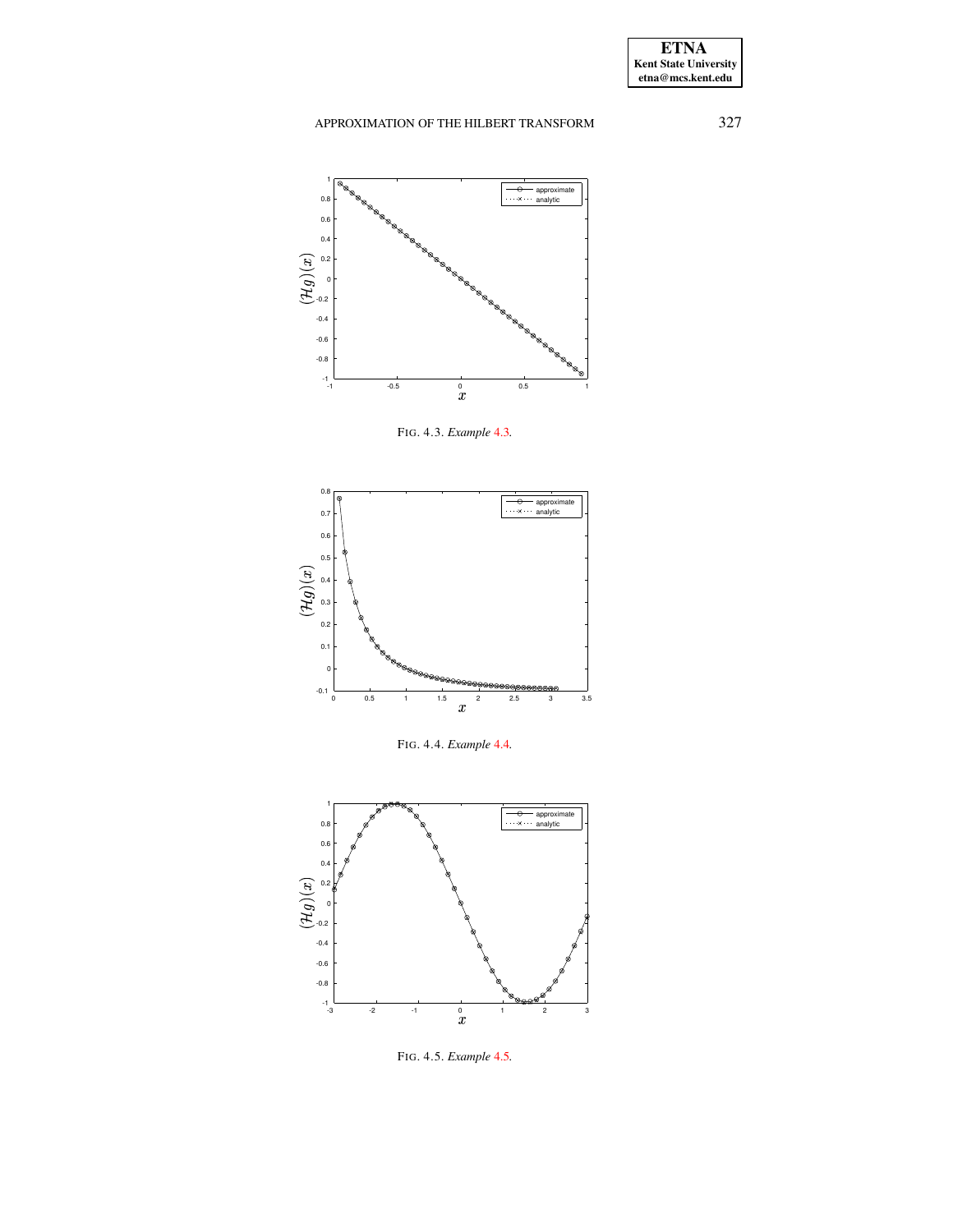FIG. 4.3. *Example 4.3.*

FIG. 4.4. *Example 4.4.*

FIG. 4.5. *Example 4.5.*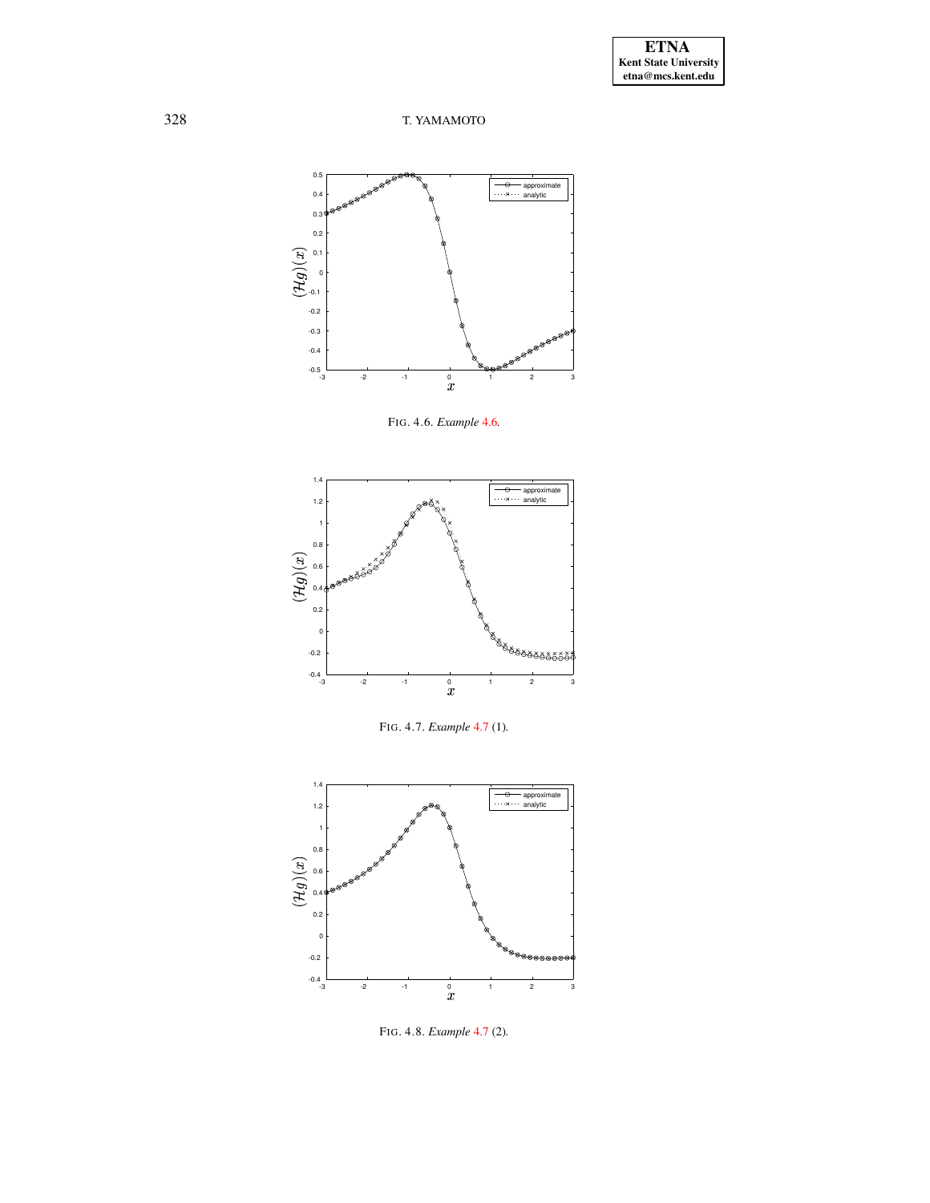0.5
0.4
0.3
0.2
0.1
0
-0.1
-0.2
-0.3
-0.4
-0.5

-3 -2 -1 0 1 2 3

$x$

$(\mathcal{H}g)(x)$

approximate
analytic

FIG. 4.6. *Example 4.6.*

1.4
1.2
1
0.8
0.6
0.4
0.2
0
-0.2
-0.4

-3 -2 -1 0 1 2 3

$x$

$(\mathcal{H}g)(x)$

approximate
analytic

FIG. 4.7. *Example 4.7 (1).*

1.4
1.2
1
0.8
0.6
0.4
0.2
0
-0.2
-0.4

-3 -2 -1 0 1 2 3

$x$

$(\mathcal{H}g)(x)$

approximate
analytic

FIG. 4.8. *Example 4.7 (2).*